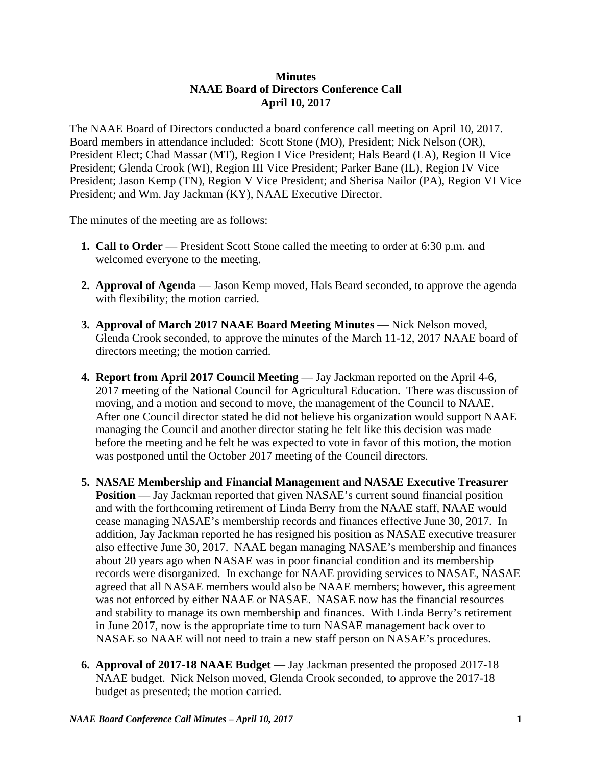**Minutes**
**NAAE Board of Directors Conference Call**
**April 10, 2017**

The NAAE Board of Directors conducted a board conference call meeting on April 10, 2017. Board members in attendance included: Scott Stone (MO), President; Nick Nelson (OR), President Elect; Chad Massar (MT), Region I Vice President; Hals Beard (LA), Region II Vice President; Glenda Crook (WI), Region III Vice President; Parker Bane (IL), Region IV Vice President; Jason Kemp (TN), Region V Vice President; and Sherisa Nailor (PA), Region VI Vice President; and Wm. Jay Jackman (KY), NAAE Executive Director.

The minutes of the meeting are as follows:

1. **Call to Order** — President Scott Stone called the meeting to order at 6:30 p.m. and welcomed everyone to the meeting.

2. **Approval of Agenda** — Jason Kemp moved, Hals Beard seconded, to approve the agenda with flexibility; the motion carried.

3. **Approval of March 2017 NAAE Board Meeting Minutes** — Nick Nelson moved, Glenda Crook seconded, to approve the minutes of the March 11-12, 2017 NAAE board of directors meeting; the motion carried.

4. **Report from April 2017 Council Meeting** — Jay Jackman reported on the April 4-6, 2017 meeting of the National Council for Agricultural Education. There was discussion of moving, and a motion and second to move, the management of the Council to NAAE. After one Council director stated he did not believe his organization would support NAAE managing the Council and another director stating he felt like this decision was made before the meeting and he felt he was expected to vote in favor of this motion, the motion was postponed until the October 2017 meeting of the Council directors.

5. **NASAE Membership and Financial Management and NASAE Executive Treasurer Position** — Jay Jackman reported that given NASAE's current sound financial position and with the forthcoming retirement of Linda Berry from the NAAE staff, NAAE would cease managing NASAE's membership records and finances effective June 30, 2017. In addition, Jay Jackman reported he has resigned his position as NASAE executive treasurer also effective June 30, 2017. NAAE began managing NASAE's membership and finances about 20 years ago when NASAE was in poor financial condition and its membership records were disorganized. In exchange for NAAE providing services to NASAE, NASAE agreed that all NASAE members would also be NAAE members; however, this agreement was not enforced by either NAAE or NASAE. NASAE now has the financial resources and stability to manage its own membership and finances. With Linda Berry's retirement in June 2017, now is the appropriate time to turn NASAE management back over to NASAE so NAAE will not need to train a new staff person on NASAE's procedures.

6. **Approval of 2017-18 NAAE Budget** — Jay Jackman presented the proposed 2017-18 NAAE budget. Nick Nelson moved, Glenda Crook seconded, to approve the 2017-18 budget as presented; the motion carried.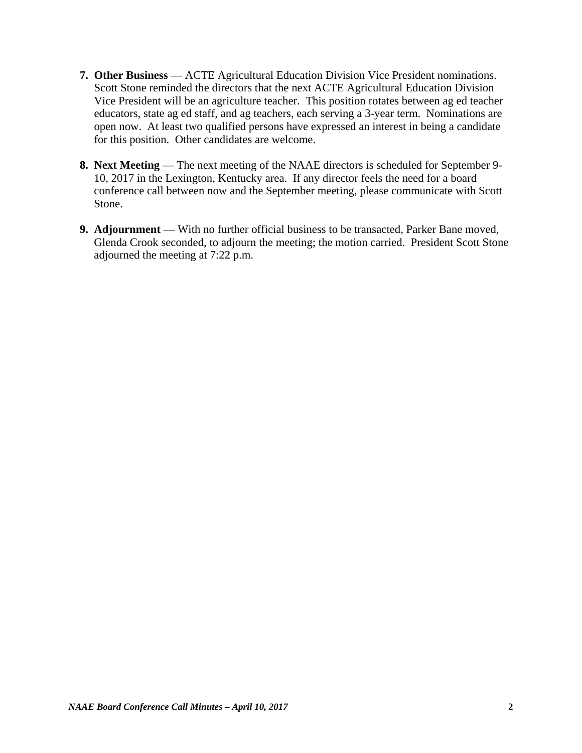7. **Other Business** — ACTE Agricultural Education Division Vice President nominations. Scott Stone reminded the directors that the next ACTE Agricultural Education Division Vice President will be an agriculture teacher. This position rotates between ag ed teacher educators, state ag ed staff, and ag teachers, each serving a 3-year term. Nominations are open now. At least two qualified persons have expressed an interest in being a candidate for this position. Other candidates are welcome.

8. **Next Meeting** — The next meeting of the NAAE directors is scheduled for September 9-10, 2017 in the Lexington, Kentucky area. If any director feels the need for a board conference call between now and the September meeting, please communicate with Scott Stone.

9. **Adjournment** — With no further official business to be transacted, Parker Bane moved, Glenda Crook seconded, to adjourn the meeting; the motion carried. President Scott Stone adjourned the meeting at 7:22 p.m.